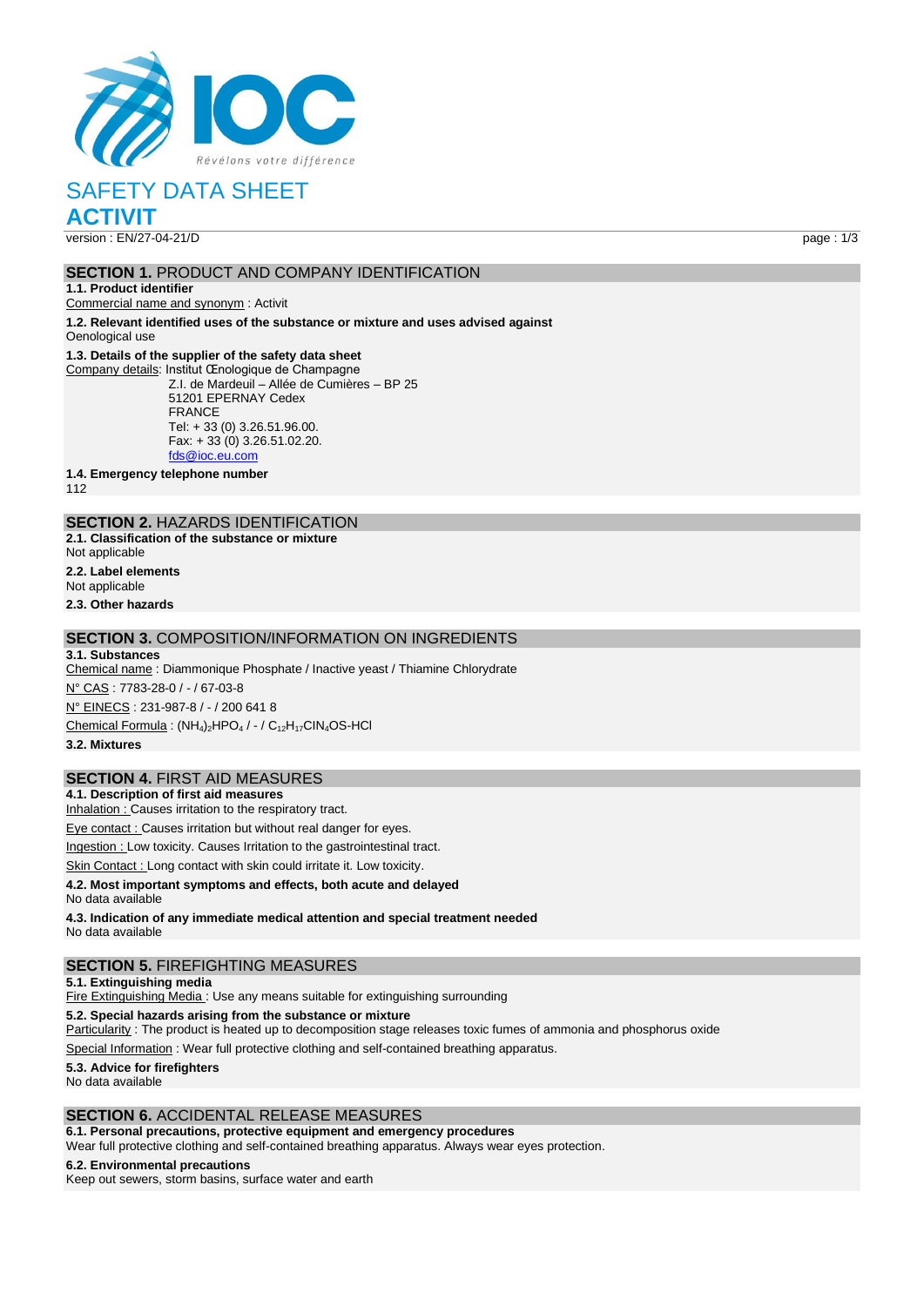# SAFETY DATA SHEET

# ACTIVIT

version : EN/27-04-21/D

## SECTION 1. PRODUCT AND COMPANY IDENTIFICATION

**1.1. Product identifier**

Commercial name and synonym : Activit

**1.2. Relevant identified uses of the substance or mixture and uses advised against**

Oenological use

**1.3. Details of the supplier of the safety data sheet**

Company details: Institut Œnologique de Champagne
Z.I. de Mardeuil – Allée de Cumières – BP 25
51201 EPERNAY Cedex
FRANCE
Tel: + 33 (0) 3.26.51.96.00.
Fax: + 33 (0) 3.26.51.02.20.
fds@ioc.eu.com

**1.4. Emergency telephone number**

112

## SECTION 2. HAZARDS IDENTIFICATION

**2.1. Classification of the substance or mixture**

Not applicable

**2.2. Label elements**

Not applicable

**2.3. Other hazards**

## SECTION 3. COMPOSITION/INFORMATION ON INGREDIENTS

**3.1. Substances**

Chemical name : Diammonique Phosphate / Inactive yeast / Thiamine Chlorydrate

N° CAS : 7783-28-0 / - / 67-03-8

N° EINECS : 231-987-8 / - / 200 641 8

Chemical Formula : $(NH_4)_2HPO_4$ / - / $C_{12}H_{17}ClN_4OS$-HCl

**3.2. Mixtures**

## SECTION 4. FIRST AID MEASURES

**4.1. Description of first aid measures**

Inhalation : Causes irritation to the respiratory tract.

Eye contact : Causes irritation but without real danger for eyes.

Ingestion : Low toxicity. Causes Irritation to the gastrointestinal tract.

Skin Contact : Long contact with skin could irritate it. Low toxicity.

**4.2. Most important symptoms and effects, both acute and delayed**

No data available

**4.3. Indication of any immediate medical attention and special treatment needed**

No data available

## SECTION 5. FIREFIGHTING MEASURES

**5.1. Extinguishing media**

Fire Extinguishing Media : Use any means suitable for extinguishing surrounding

**5.2. Special hazards arising from the substance or mixture**

Particularity : The product is heated up to decomposition stage releases toxic fumes of ammonia and phosphorus oxide

Special Information : Wear full protective clothing and self-contained breathing apparatus.

**5.3. Advice for firefighters**

No data available

## SECTION 6. ACCIDENTAL RELEASE MEASURES

**6.1. Personal precautions, protective equipment and emergency procedures**

Wear full protective clothing and self-contained breathing apparatus. Always wear eyes protection.

**6.2. Environmental precautions**

Keep out sewers, storm basins, surface water and earth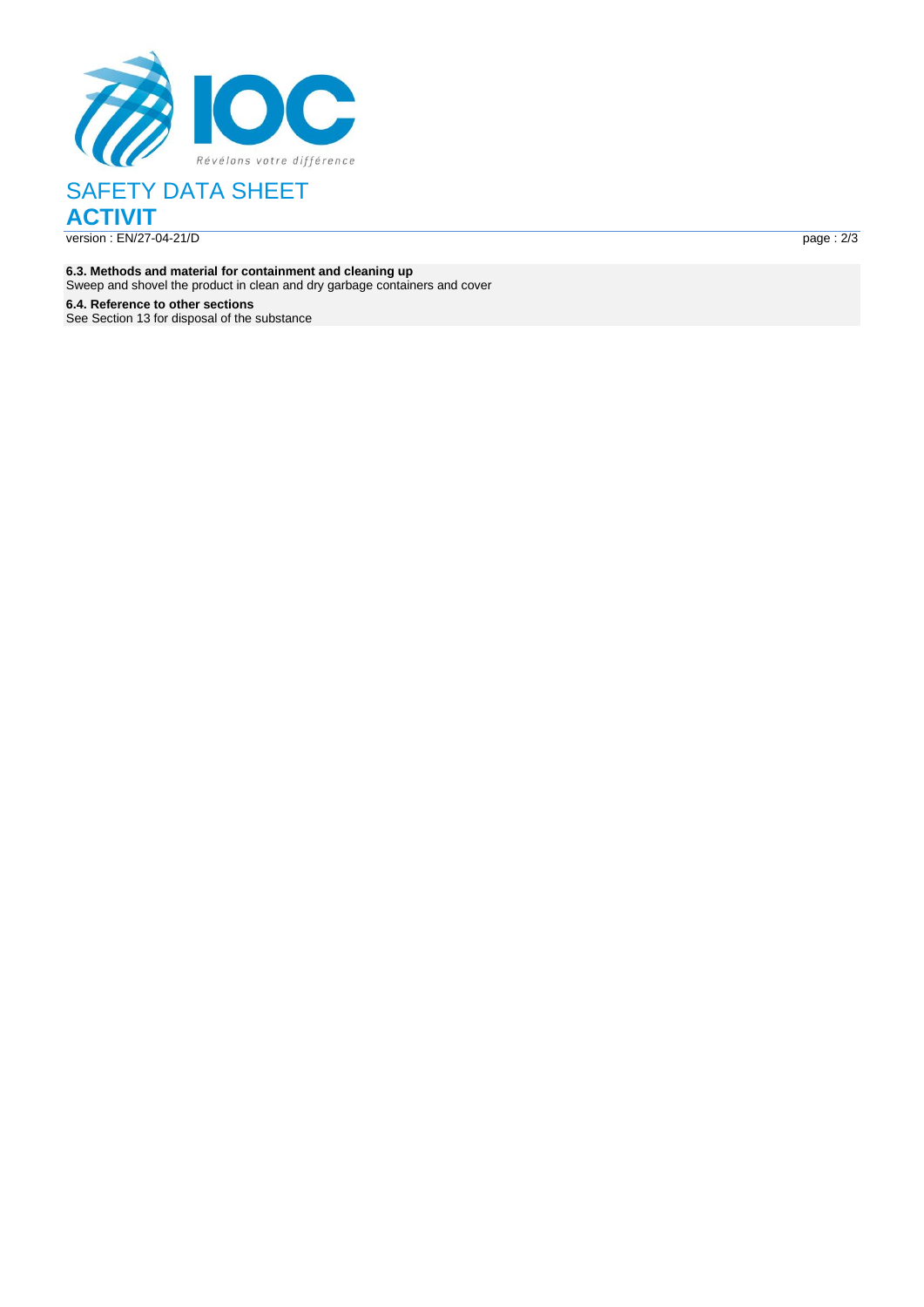**6.3. Methods and material for containment and cleaning up**
Sweep and shovel the product in clean and dry garbage containers and cover

**6.4. Reference to other sections**
See Section 13 for disposal of the substance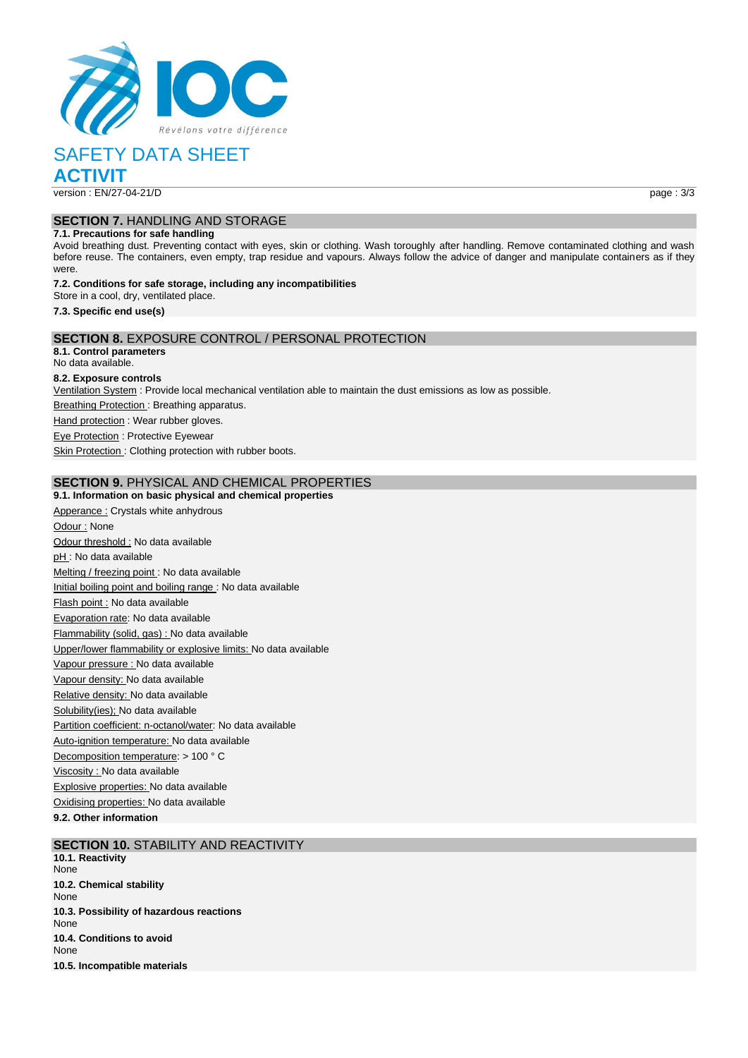# SAFETY DATA SHEET
## ACTIVIT

version : EN/27-04-21/D

## SECTION 7. HANDLING AND STORAGE

### 7.1. Precautions for safe handling

Avoid breathing dust. Preventing contact with eyes, skin or clothing. Wash toroughly after handling. Remove contaminated clothing and wash before reuse. The containers, even empty, trap residue and vapours. Always follow the advice of danger and manipulate containers as if they were.

### 7.2. Conditions for safe storage, including any incompatibilities

Store in a cool, dry, ventilated place.

### 7.3. Specific end use(s)

## SECTION 8. EXPOSURE CONTROL / PERSONAL PROTECTION

### 8.1. Control parameters

No data available.

### 8.2. Exposure controls

Ventilation System : Provide local mechanical ventilation able to maintain the dust emissions as low as possible.

Breathing Protection : Breathing apparatus.

Hand protection : Wear rubber gloves.

Eye Protection : Protective Eyewear

Skin Protection : Clothing protection with rubber boots.

## SECTION 9. PHYSICAL AND CHEMICAL PROPERTIES

### 9.1. Information on basic physical and chemical properties

Apperance : Crystals white anhydrous

Odour : None

Odour threshold : No data available

pH : No data available

Melting / freezing point : No data available

Initial boiling point and boiling range : No data available

Flash point : No data available

Evaporation rate: No data available

Flammability (solid, gas) : No data available

Upper/lower flammability or explosive limits: No data available

Vapour pressure : No data available

Vapour density: No data available

Relative density: No data available

Solubility(ies); No data available

Partition coefficient: n-octanol/water: No data available

Auto-ignition temperature: No data available

Decomposition temperature: > 100 ° C

Viscosity : No data available

Explosive properties: No data available

Oxidising properties: No data available

### 9.2. Other information

## SECTION 10. STABILITY AND REACTIVITY

### 10.1. Reactivity

None

### 10.2. Chemical stability

None

### 10.3. Possibility of hazardous reactions

None

### 10.4. Conditions to avoid

None

### 10.5. Incompatible materials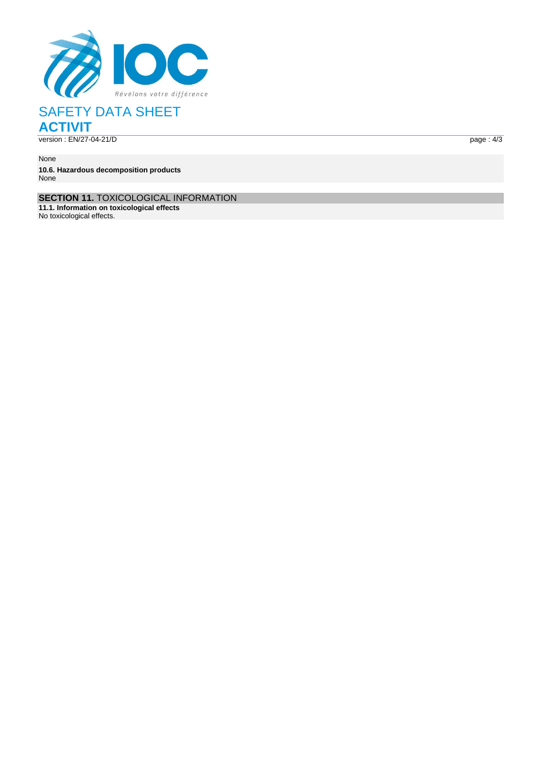None

**10.6. Hazardous decomposition products**
None

## SECTION 11. TOXICOLOGICAL INFORMATION

**11.1. Information on toxicological effects**
No toxicological effects.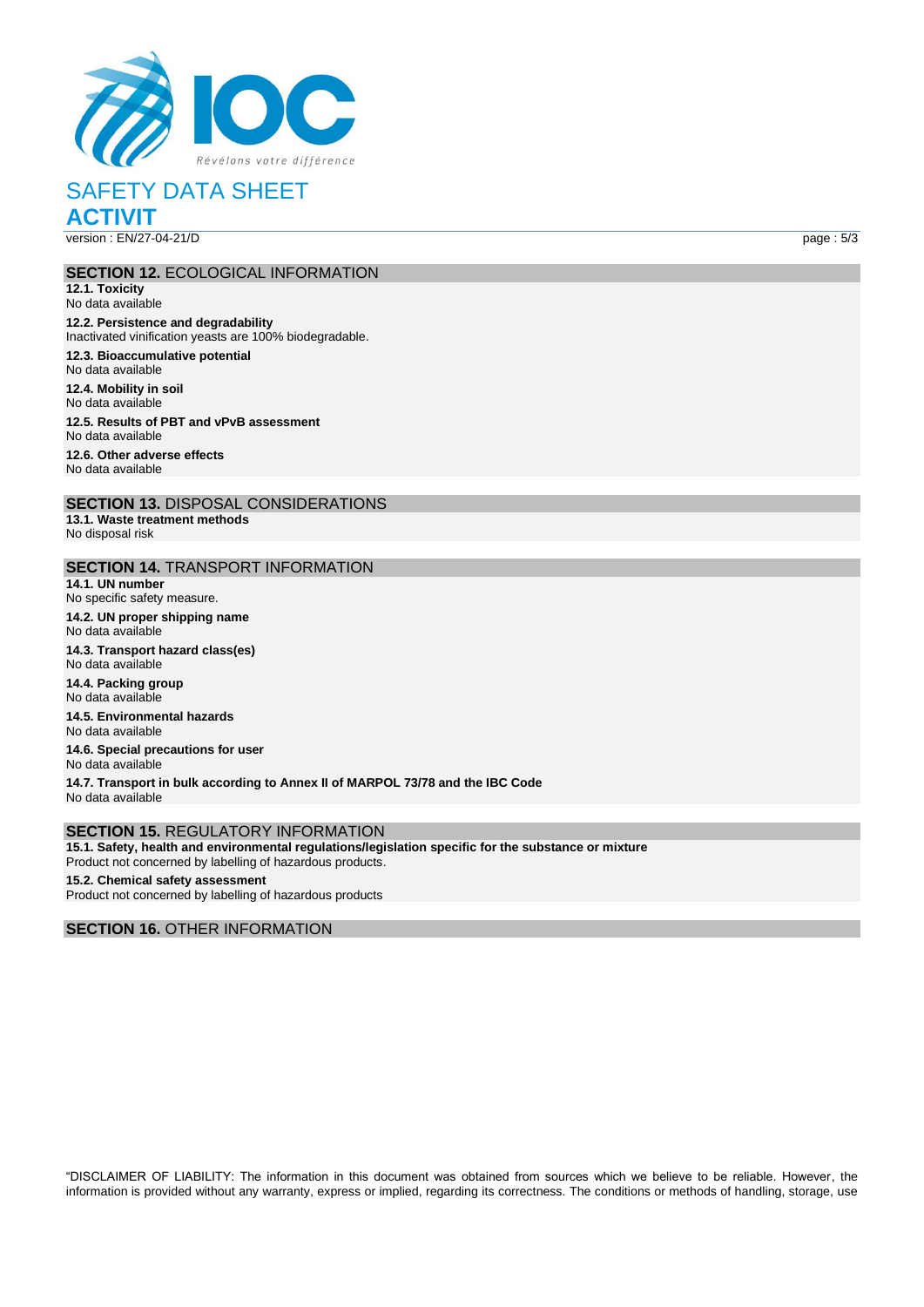## SECTION 12. ECOLOGICAL INFORMATION

**12.1. Toxicity**
No data available

**12.2. Persistence and degradability**
Inactivated vinification yeasts are 100% biodegradable.

**12.3. Bioaccumulative potential**
No data available

**12.4. Mobility in soil**
No data available

**12.5. Results of PBT and vPvB assessment**
No data available

**12.6. Other adverse effects**
No data available

## SECTION 13. DISPOSAL CONSIDERATIONS

**13.1. Waste treatment methods**
No disposal risk

## SECTION 14. TRANSPORT INFORMATION

**14.1. UN number**
No specific safety measure.

**14.2. UN proper shipping name**
No data available

**14.3. Transport hazard class(es)**
No data available

**14.4. Packing group**
No data available

**14.5. Environmental hazards**
No data available

**14.6. Special precautions for user**
No data available

**14.7. Transport in bulk according to Annex II of MARPOL 73/78 and the IBC Code**
No data available

## SECTION 15. REGULATORY INFORMATION

**15.1. Safety, health and environmental regulations/legislation specific for the substance or mixture**
Product not concerned by labelling of hazardous products.

**15.2. Chemical safety assessment**
Product not concerned by labelling of hazardous products

## SECTION 16. OTHER INFORMATION

"DISCLAIMER OF LIABILITY: The information in this document was obtained from sources which we believe to be reliable. However, the information is provided without any warranty, express or implied, regarding its correctness. The conditions or methods of handling, storage, use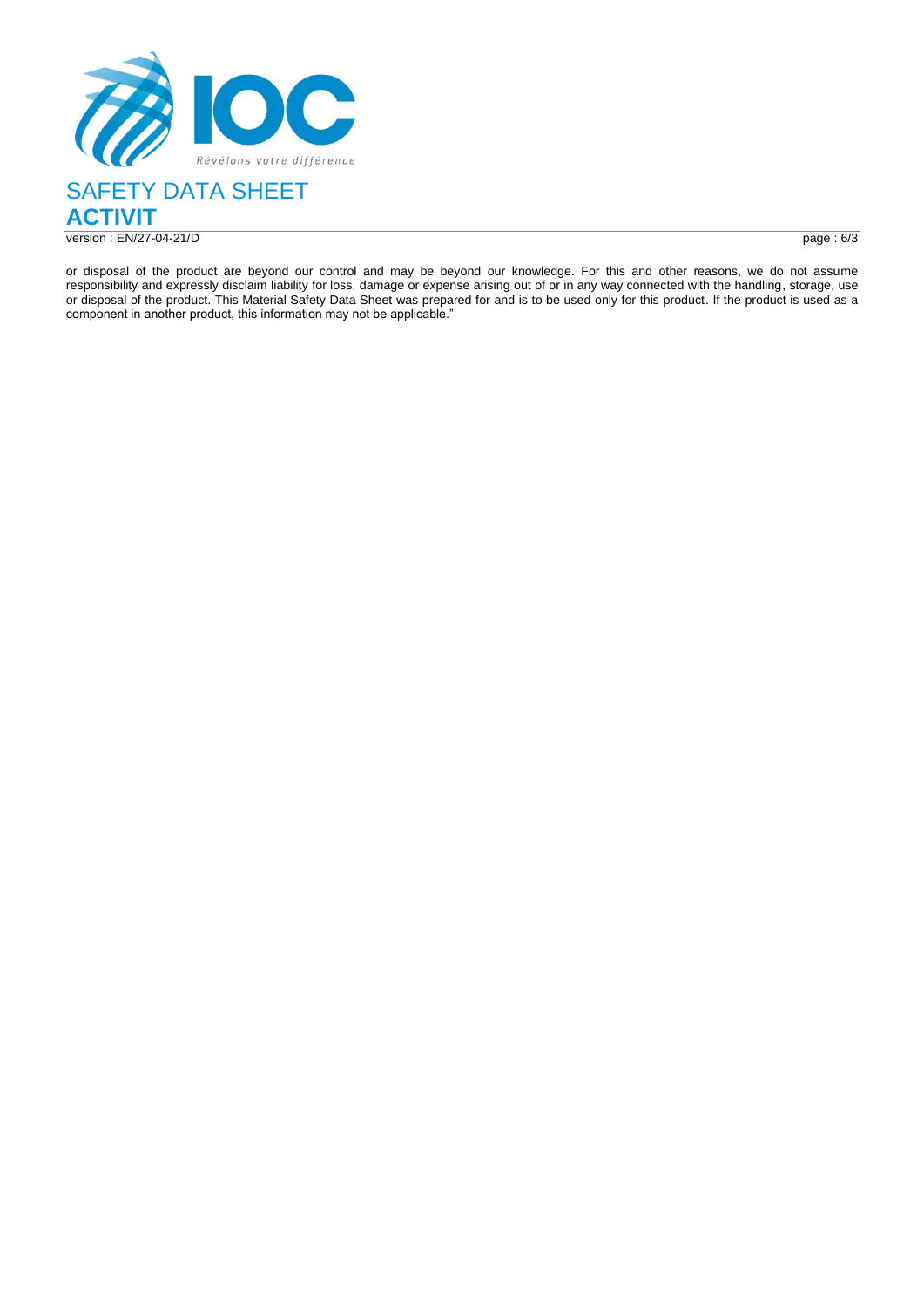or disposal of the product are beyond our control and may be beyond our knowledge. For this and other reasons, we do not assume responsibility and expressly disclaim liability for loss, damage or expense arising out of or in any way connected with the handling, storage, use or disposal of the product. This Material Safety Data Sheet was prepared for and is to be used only for this product. If the product is used as a component in another product, this information may not be applicable."